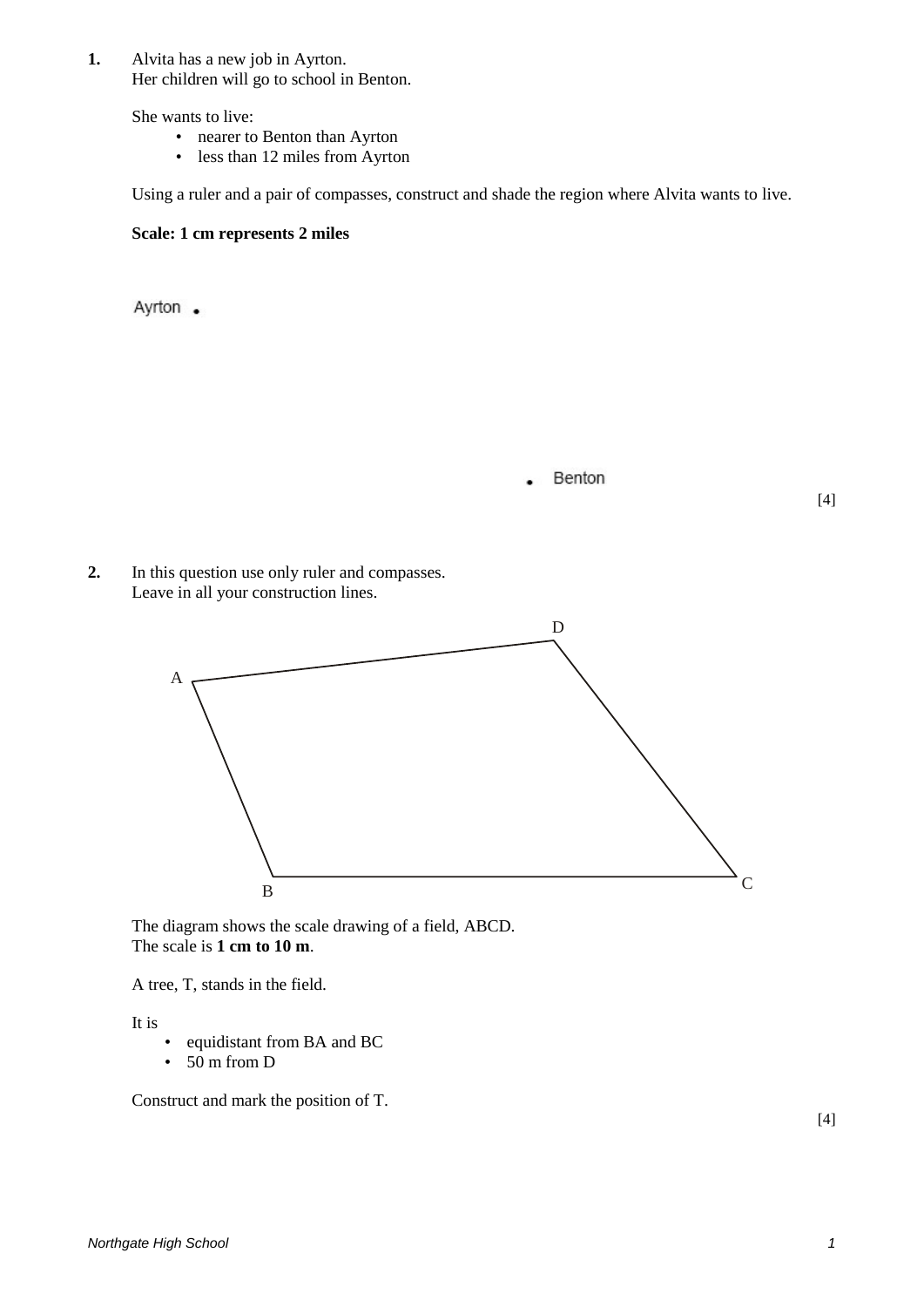**1.** Alvita has a new job in Ayrton.
Her children will go to school in Benton.

She wants to live:

- nearer to Benton than Ayrton
- less than 12 miles from Ayrton

Using a ruler and a pair of compasses, construct and shade the region where Alvita wants to live.

**Scale: 1 cm represents 2 miles**

Ayrton

Benton

[4]

**2.** In this question use only ruler and compasses.
Leave in all your construction lines.

The diagram shows the scale drawing of a field, ABCD.
The scale is **1 cm to 10 m**.

A tree, T, stands in the field.

It is

- equidistant from BA and BC
- 50 m from D

Construct and mark the position of T.

[4]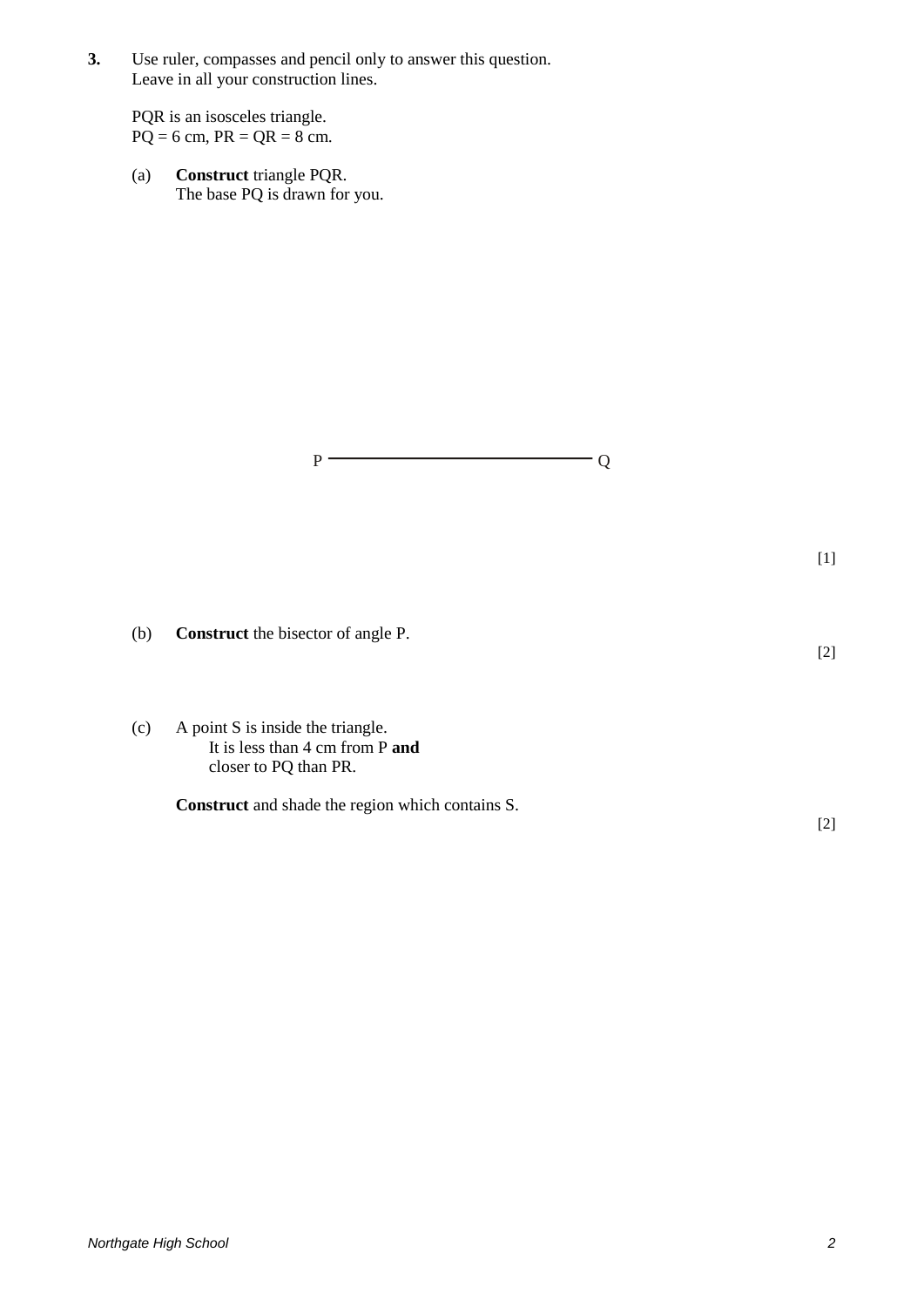**3.** Use ruler, compasses and pencil only to answer this question.
Leave in all your construction lines.

PQR is an isosceles triangle.
PQ = 6 cm, PR = QR = 8 cm.

(a) **Construct** triangle PQR.
The base PQ is drawn for you.

P ———————————————— Q

[1]

(b) **Construct** the bisector of angle P.

[2]

(c) A point S is inside the triangle.
It is less than 4 cm from P **and**
closer to PQ than PR.

**Construct** and shade the region which contains S.

[2]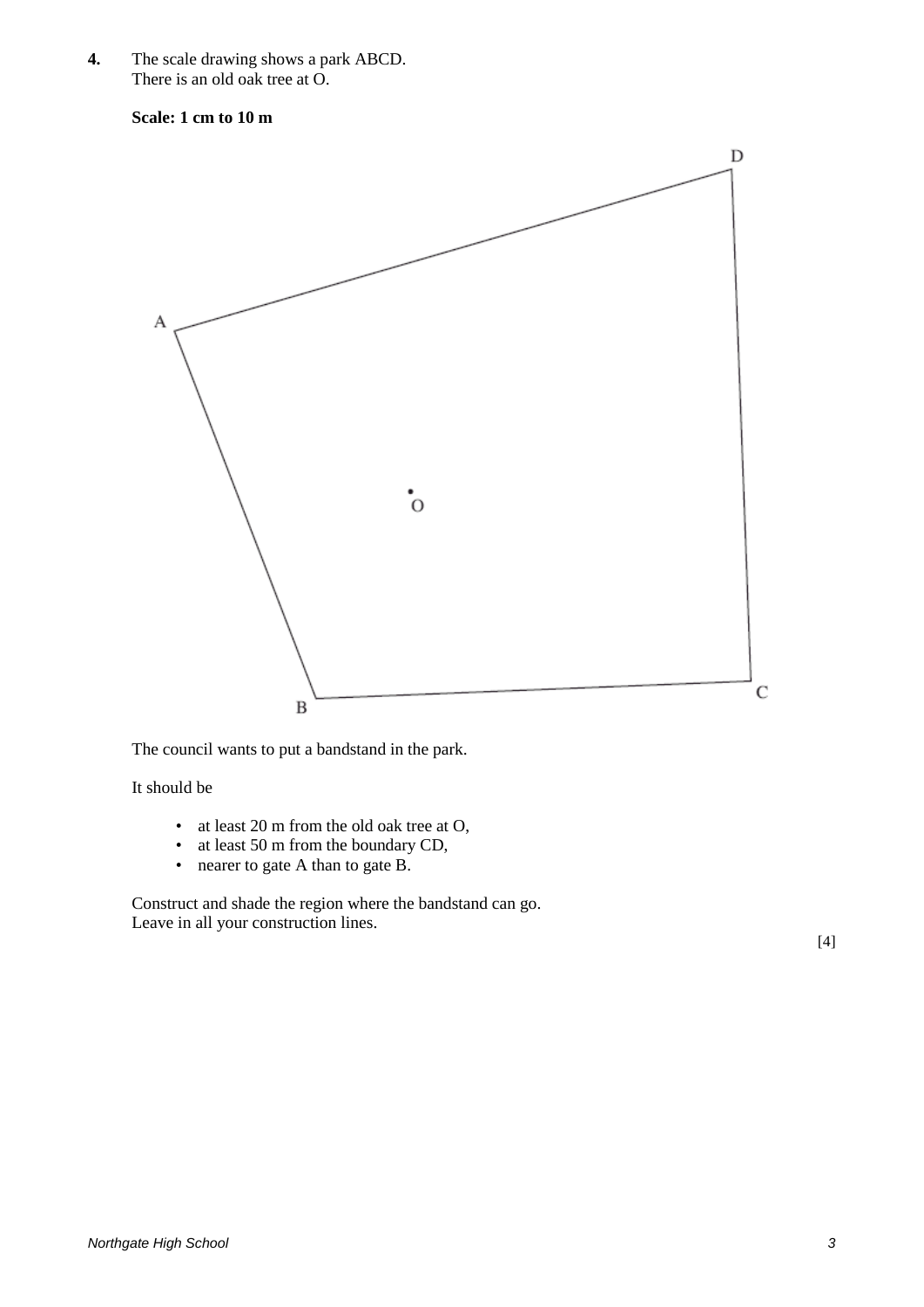**4.** The scale drawing shows a park ABCD.
There is an old oak tree at O.

**Scale: 1 cm to 10 m**

D

A

O

B

C

The council wants to put a bandstand in the park.

It should be

- at least 20 m from the old oak tree at O,
- at least 50 m from the boundary CD,
- nearer to gate A than to gate B.

Construct and shade the region where the bandstand can go.
Leave in all your construction lines.

[4]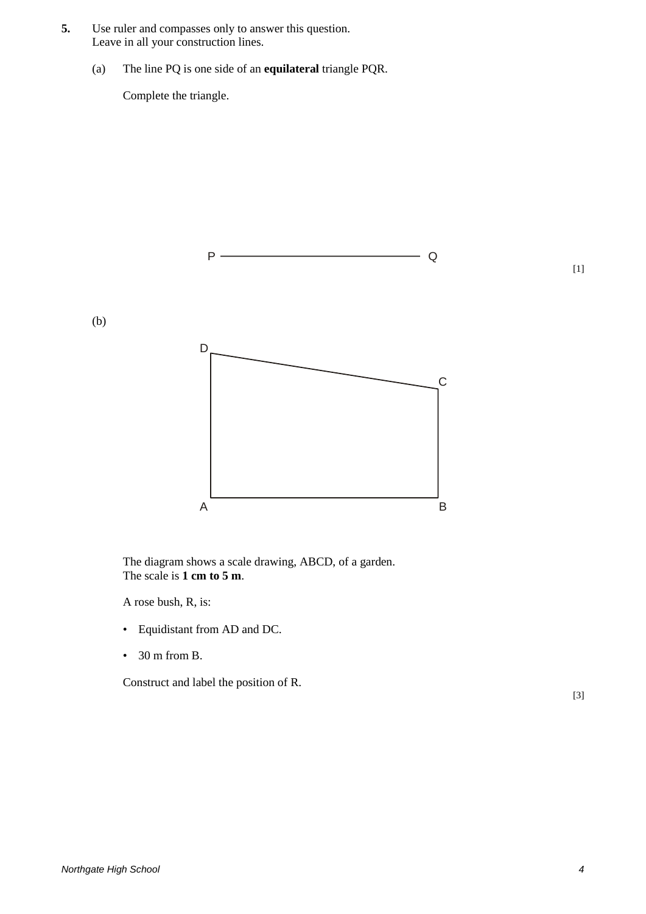**5.** Use ruler and compasses only to answer this question.
Leave in all your construction lines.

(a) The line PQ is one side of an **equilateral** triangle PQR.

Complete the triangle.

P Q

[1]

(b)

D

C

A

B

The diagram shows a scale drawing, ABCD, of a garden.
The scale is **1 cm to 5 m**.

A rose bush, R, is:

- Equidistant from AD and DC.
- 30 m from B.

Construct and label the position of R.

[3]